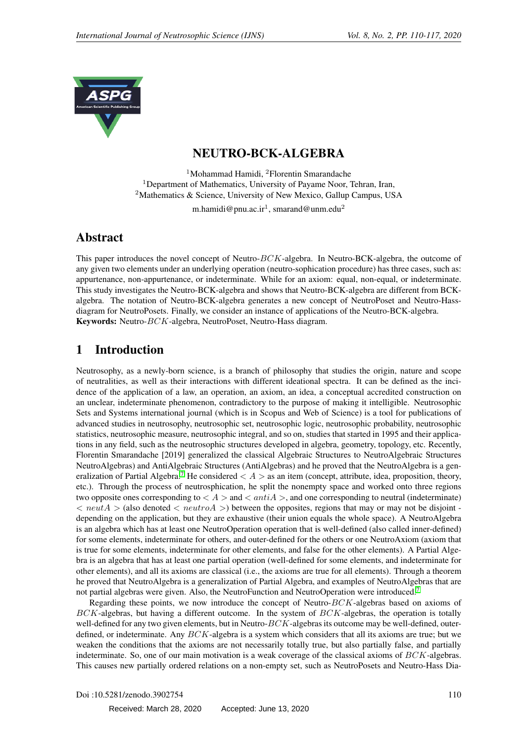// NEUTRO-BCK-ALGEBRA

# NEUTRO-BCK-ALGEBRA

[1]Mohammad Hamidi, [2]Florentin Smarandache
[1]Department of Mathematics, University of Payame Noor, Tehran, Iran,
[2]Mathematics & Science, University of New Mexico, Gallup Campus, USA
m.hamidi@pnu.ac.ir[1], smarand@unm.edu[2]

## Abstract

This paper introduces the novel concept of Neutro-$BCK$-algebra. In Neutro-BCK-algebra, the outcome of any given two elements under an underlying operation (neutro-sophication procedure) has three cases, such as: appurtenance, non-appurtenance, or indeterminate. While for an axiom: equal, non-equal, or indeterminate. This study investigates the Neutro-BCK-algebra and shows that Neutro-BCK-algebra are different from BCK-algebra. The notation of Neutro-BCK-algebra generates a new concept of NeutroPoset and Neutro-Hass-diagram for NeutroPosets. Finally, we consider an instance of applications of the Neutro-BCK-algebra.

**Keywords:** Neutro-$BCK$-algebra, NeutroPoset, Neutro-Hass diagram.

## 1 Introduction

Neutrosophy, as a newly-born science, is a branch of philosophy that studies the origin, nature and scope of neutralities, as well as their interactions with different ideational spectra. It can be defined as the incidence of the application of a law, an operation, an axiom, an idea, a conceptual accredited construction on an unclear, indeterminate phenomenon, contradictory to the purpose of making it intelligible. Neutrosophic Sets and Systems international journal (which is in Scopus and Web of Science) is a tool for publications of advanced studies in neutrosophy, neutrosophic set, neutrosophic logic, neutrosophic probability, neutrosophic statistics, neutrosophic measure, neutrosophic integral, and so on, studies that started in 1995 and their applications in any field, such as the neutrosophic structures developed in algebra, geometry, topology, etc. Recently, Florentin Smarandache [2019] generalized the classical Algebraic Structures to NeutroAlgebraic Structures NeutroAlgebras) and AntiAlgebraic Structures (AntiAlgebras) and he proved that the NeutroAlgebra is a generalization of Partial Algebra.[7] He considered $< A >$ as an item (concept, attribute, idea, proposition, theory, etc.). Through the process of neutrosphication, he split the nonempty space and worked onto three regions two opposite ones corresponding to $< A >$ and $< antiA >$, and one corresponding to neutral (indeterminate) $< neutA >$ (also denoted $< neutroA >$) between the opposites, regions that may or may not be disjoint - depending on the application, but they are exhaustive (their union equals the whole space). A NeutroAlgebra is an algebra which has at least one NeutroOperation operation that is well-defined (also called inner-defined) for some elements, indeterminate for others, and outer-defined for the others or one NeutroAxiom (axiom that is true for some elements, indeterminate for other elements, and false for the other elements). A Partial Algebra is an algebra that has at least one partial operation (well-defined for some elements, and indeterminate for other elements), and all its axioms are classical (i.e., the axioms are true for all elements). Through a theorem he proved that NeutroAlgebra is a generalization of Partial Algebra, and examples of NeutroAlgebras that are not partial algebras were given. Also, the NeutroFunction and NeutroOperation were introduced.[7]

Regarding these points, we now introduce the concept of Neutro-$BCK$-algebras based on axioms of $BCK$-algebras, but having a different outcome. In the system of $BCK$-algebras, the operation is totally well-defined for any two given elements, but in Neutro-$BCK$-algebras its outcome may be well-defined, outer-defined, or indeterminate. Any $BCK$-algebra is a system which considers that all its axioms are true; but we weaken the conditions that the axioms are not necessarily totally true, but also partially false, and partially indeterminate. So, one of our main motivation is a weak coverage of the classical axioms of $BCK$-algebras. This causes new partially ordered relations on a non-empty set, such as NeutroPosets and Neutro-Hass Dia-

Doi :10.5281/zenodo.3902754

Received: March 28, 2020 Accepted: June 13, 2020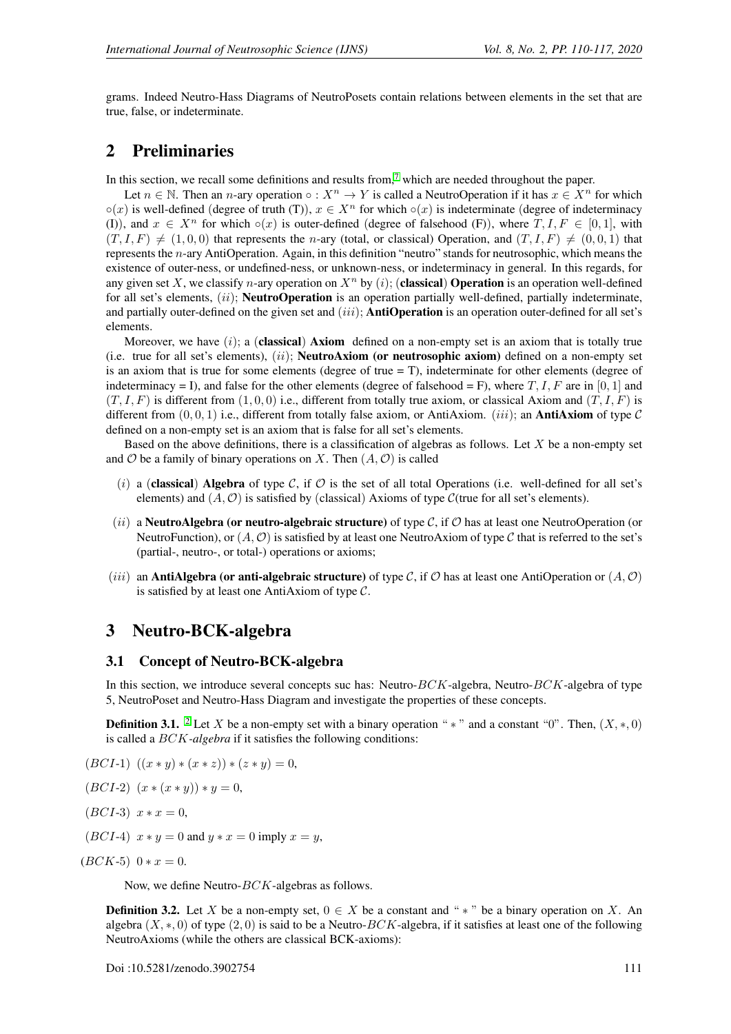grams. Indeed Neutro-Hass Diagrams of NeutroPosets contain relations between elements in the set that are true, false, or indeterminate.

## 2 Preliminaries

In this section, we recall some definitions and results from,[7] which are needed throughout the paper.

Let $n \in \mathbb{N}$. Then an $n$-ary operation $\circ : X^n \to Y$ is called a NeutroOperation if it has $x \in X^n$ for which $\circ(x)$ is well-defined (degree of truth (T)), $x \in X^n$ for which $\circ(x)$ is indeterminate (degree of indeterminacy (I)), and $x \in X^n$ for which $\circ(x)$ is outer-defined (degree of falsehood (F)), where $T, I, F \in [0, 1]$, with $(T, I, F) \neq (1, 0, 0)$ that represents the $n$-ary (total, or classical) Operation, and $(T, I, F) \neq (0, 0, 1)$ that represents the $n$-ary AntiOperation. Again, in this definition "neutro" stands for neutrosophic, which means the existence of outer-ness, or undefined-ness, or unknown-ness, or indeterminacy in general. In this regards, for any given set $X$, we classify $n$-ary operation on $X^n$ by $(i)$; (**classical**) **Operation** is an operation well-defined for all set's elements, $(ii)$; **NeutroOperation** is an operation partially well-defined, partially indeterminate, and partially outer-defined on the given set and $(iii)$; **AntiOperation** is an operation outer-defined for all set's elements.

Moreover, we have $(i)$; a (**classical**) **Axiom** defined on a non-empty set is an axiom that is totally true (i.e. true for all set's elements), $(ii)$; **NeutroAxiom (or neutrosophic axiom)** defined on a non-empty set is an axiom that is true for some elements (degree of true = T), indeterminate for other elements (degree of indeterminacy = I), and false for the other elements (degree of falsehood = F), where $T, I, F$ are in $[0, 1]$ and $(T, I, F)$ is different from $(1, 0, 0)$ i.e., different from totally true axiom, or classical Axiom and $(T, I, F)$ is different from $(0, 0, 1)$ i.e., different from totally false axiom, or AntiAxiom. $(iii)$; an **AntiAxiom** of type $\mathcal{C}$ defined on a non-empty set is an axiom that is false for all set's elements.

Based on the above definitions, there is a classification of algebras as follows. Let $X$ be a non-empty set and $\mathcal{O}$ be a family of binary operations on $X$. Then $(A, \mathcal{O})$ is called

- $(i)$ a (**classical**) **Algebra** of type $\mathcal{C}$, if $\mathcal{O}$ is the set of all total Operations (i.e. well-defined for all set's elements) and $(A, \mathcal{O})$ is satisfied by (classical) Axioms of type $\mathcal{C}$(true for all set's elements).
- $(ii)$ a **NeutroAlgebra (or neutro-algebraic structure)** of type $\mathcal{C}$, if $\mathcal{O}$ has at least one NeutroOperation (or NeutroFunction), or $(A, \mathcal{O})$ is satisfied by at least one NeutroAxiom of type $\mathcal{C}$ that is referred to the set's (partial-, neutro-, or total-) operations or axioms;
- $(iii)$ an **AntiAlgebra (or anti-algebraic structure)** of type $\mathcal{C}$, if $\mathcal{O}$ has at least one AntiOperation or $(A, \mathcal{O})$ is satisfied by at least one AntiAxiom of type $\mathcal{C}$.

## 3 Neutro-BCK-algebra

### 3.1 Concept of Neutro-BCK-algebra

In this section, we introduce several concepts suc has: Neutro-$BCK$-algebra, Neutro-$BCK$-algebra of type 5, NeutroPoset and Neutro-Hass Diagram and investigate the properties of these concepts.

**Definition 3.1.** [2] Let $X$ be a non-empty set with a binary operation " $*$ " and a constant "0". Then, $(X, *, 0)$ is called a $BCK$-*algebra* if it satisfies the following conditions:

$(BCI$-$1)$ $((x * y) * (x * z)) * (z * y) = 0$,

$(BCI$-$2)$ $(x * (x * y)) * y = 0$,

$(BCI$-$3)$ $x * x = 0$,

$(BCI$-$4)$ $x * y = 0$ and $y * x = 0$ imply $x = y$,

$(BCK$-$5)$ $0 * x = 0$.

Now, we define Neutro-$BCK$-algebras as follows.

**Definition 3.2.** Let $X$ be a non-empty set, $0 \in X$ be a constant and " $*$ " be a binary operation on $X$. An algebra $(X, *, 0)$ of type $(2, 0)$ is said to be a Neutro-$BCK$-algebra, if it satisfies at least one of the following NeutroAxioms (while the others are classical BCK-axioms):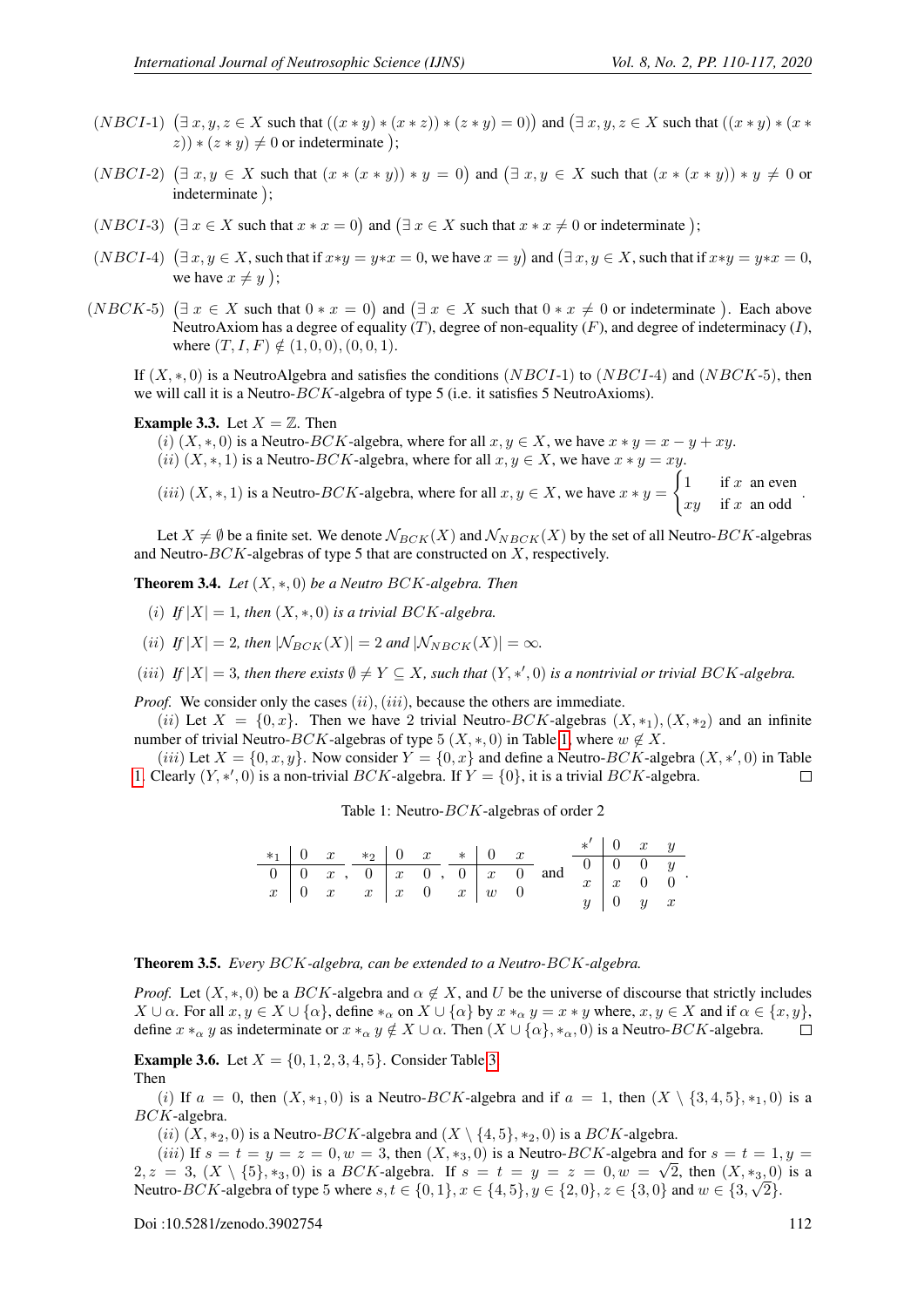($NBCI$-1) $(\exists\, x, y, z \in X$ such that $((x * y) * (x * z)) * (z * y) = 0))$ and $(\exists\, x, y, z \in X$ such that $((x * y) * (x * z)) * (z * y) \neq 0$ or indeterminate $)$;

($NBCI$-2) $(\exists\, x, y \in X$ such that $(x * (x * y)) * y = 0)$ and $(\exists\, x, y \in X$ such that $(x * (x * y)) * y \neq 0$ or indeterminate $)$;

($NBCI$-3) $(\exists\, x \in X$ such that $x * x = 0)$ and $(\exists\, x \in X$ such that $x * x \neq 0$ or indeterminate $)$;

($NBCI$-4) $(\exists\, x, y \in X$, such that if $x*y = y*x = 0$, we have $x = y)$ and $(\exists\, x, y \in X$, such that if $x*y = y*x = 0$, we have $x \neq y)$;

($NBCK$-5) $(\exists\, x \in X$ such that $0 * x = 0)$ and $(\exists\, x \in X$ such that $0 * x \neq 0$ or indeterminate $)$. Each above NeutroAxiom has a degree of equality $(T)$, degree of non-equality $(F)$, and degree of indeterminacy $(I)$, where $(T, I, F) \notin (1, 0, 0), (0, 0, 1)$.

If $(X, *, 0)$ is a NeutroAlgebra and satisfies the conditions ($NBCI$-1) to ($NBCI$-4) and ($NBCK$-5), then we will call it is a Neutro-$BCK$-algebra of type 5 (i.e. it satisfies 5 NeutroAxioms).

**Example 3.3.** Let $X = \mathbb{Z}$. Then

$(i)$ $(X, *, 0)$ is a Neutro-$BCK$-algebra, where for all $x, y \in X$, we have $x * y = x - y + xy$.

$(ii)$ $(X, *, 1)$ is a Neutro-$BCK$-algebra, where for all $x, y \in X$, we have $x * y = xy$.

$(iii)$ $(X, *, 1)$ is a Neutro-$BCK$-algebra, where for all $x, y \in X$, we have $x * y = \begin{cases} 1 & \text{if } x \text{ an even} \\ xy & \text{if } x \text{ an odd} \end{cases}$.

Let $X \neq \emptyset$ be a finite set. We denote $\mathcal{N}_{BCK}(X)$ and $\mathcal{N}_{NBCK}(X)$ by the set of all Neutro-$BCK$-algebras and Neutro-$BCK$-algebras of type 5 that are constructed on $X$, respectively.

**Theorem 3.4.** *Let $(X, *, 0)$ be a Neutro $BCK$-algebra. Then*

*$(i)$ If $|X| = 1$, then $(X, *, 0)$ is a trivial $BCK$-algebra.*

*$(ii)$ If $|X| = 2$, then $|\mathcal{N}_{BCK}(X)| = 2$ and $|\mathcal{N}_{NBCK}(X)| = \infty$.*

*$(iii)$ If $|X| = 3$, then there exists $\emptyset \neq Y \subseteq X$, such that $(Y, *', 0)$ is a nontrivial or trivial $BCK$-algebra.*

*Proof.* We consider only the cases $(ii), (iii)$, because the others are immediate.

$(ii)$ Let $X = \{0, x\}$. Then we have 2 trivial Neutro-$BCK$-algebras $(X, *_1), (X, *_2)$ and an infinite number of trivial Neutro-$BCK$-algebras of type 5 $(X, *, 0)$ in Table 1, where $w \notin X$.

$(iii)$ Let $X = \{0, x, y\}$. Now consider $Y = \{0, x\}$ and define a Neutro-$BCK$-algebra $(X, *', 0)$ in Table 1. Clearly $(Y, *', 0)$ is a non-trivial $BCK$-algebra. If $Y = \{0\}$, it is a trivial $BCK$-algebra. □

Table 1: Neutro-$BCK$-algebras of order 2

| $*_1$ | $0$ | $x$ |
|---|---|---|
| $0$ | $0$ | $x$ |
| $x$ | $0$ | $x$ |

| $*_2$ | $0$ | $x$ |
|---|---|---|
| $0$ | $x$ | $0$ |
| $x$ | $x$ | $0$ |

| $*$ | $0$ | $x$ |
|---|---|---|
| $0$ | $x$ | $0$ |
| $x$ | $w$ | $0$ |

and

| $*'$ | $0$ | $x$ | $y$ |
|---|---|---|---|
| $0$ | $0$ | $0$ | $y$ |
| $x$ | $x$ | $0$ | $0$ |
| $y$ | $0$ | $y$ | $x$ |

**Theorem 3.5.** *Every $BCK$-algebra, can be extended to a Neutro-$BCK$-algebra.*

*Proof.* Let $(X, *, 0)$ be a $BCK$-algebra and $\alpha \notin X$, and $U$ be the universe of discourse that strictly includes $X \cup \alpha$. For all $x, y \in X \cup \{\alpha\}$, define $*_\alpha$ on $X \cup \{\alpha\}$ by $x *_\alpha y = x * y$ where, $x, y \in X$ and if $\alpha \in \{x, y\}$, define $x *_\alpha y$ as indeterminate or $x *_\alpha y \notin X \cup \alpha$. Then $(X \cup \{\alpha\}, *_\alpha, 0)$ is a Neutro-$BCK$-algebra. □

**Example 3.6.** Let $X = \{0, 1, 2, 3, 4, 5\}$. Consider Table 3.
Then

$(i)$ If $a = 0$, then $(X, *_1, 0)$ is a Neutro-$BCK$-algebra and if $a = 1$, then $(X \setminus \{3, 4, 5\}, *_1, 0)$ is a $BCK$-algebra.

$(ii)$ $(X, *_2, 0)$ is a Neutro-$BCK$-algebra and $(X \setminus \{4, 5\}, *_2, 0)$ is a $BCK$-algebra.

$(iii)$ If $s = t = y = z = 0, w = 3$, then $(X, *_3, 0)$ is a Neutro-$BCK$-algebra and for $s = t = 1, y = 2, z = 3$, $(X \setminus \{5\}, *_3, 0)$ is a $BCK$-algebra. If $s = t = y = z = 0, w = \sqrt{2}$, then $(X, *_3, 0)$ is a Neutro-$BCK$-algebra of type 5 where $s, t \in \{0, 1\}, x \in \{4, 5\}, y \in \{2, 0\}, z \in \{3, 0\}$ and $w \in \{3, \sqrt{2}\}$.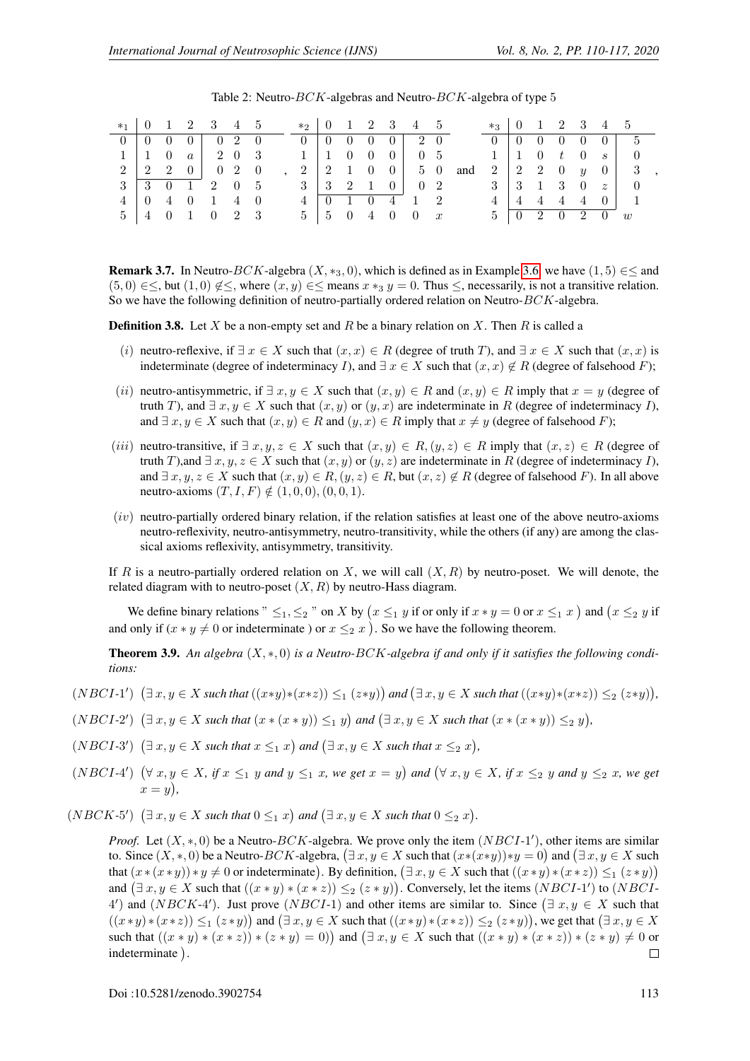Table 2: Neutro-$BCK$-algebras and Neutro-$BCK$-algebra of type 5

| $*_1$ | 0 | 1 | 2 | 3 | 4 | 5 |
|---|---|---|---|---|---|---|
| 0 | 0 | 0 | 0 | 0 | 2 | 0 |
| 1 | 1 | 0 | $a$ | 2 | 0 | 3 |
| 2 | 2 | 2 | 0 | 0 | 2 | 0 |
| 3 | 3 | 0 | 1 | 2 | 0 | 5 |
| 4 | 0 | 4 | 0 | 1 | 4 | 0 |
| 5 | 4 | 0 | 1 | 0 | 2 | 3 |

,

| $*_2$ | 0 | 1 | 2 | 3 | 4 | 5 |
|---|---|---|---|---|---|---|
| 0 | 0 | 0 | 0 | 0 | 2 | 0 |
| 1 | 1 | 0 | 0 | 0 | 0 | 5 |
| 2 | 2 | 1 | 0 | 0 | 5 | 0 |
| 3 | 3 | 2 | 1 | 0 | 0 | 2 |
| 4 | 0 | 1 | 0 | 4 | 1 | 2 |
| 5 | 5 | 0 | 4 | 0 | 0 | $x$ |

and

| $*_3$ | 0 | 1 | 2 | 3 | 4 | 5 |
|---|---|---|---|---|---|---|
| 0 | 0 | 0 | 0 | 0 | 0 | 5 |
| 1 | 1 | 0 | $t$ | 0 | $s$ | 0 |
| 2 | 2 | 2 | 0 | $y$ | 0 | 3 |
| 3 | 3 | 1 | 3 | 0 | $z$ | 0 |
| 4 | 4 | 4 | 4 | 4 | 0 | 1 |
| 5 | 0 | 2 | 0 | 2 | 0 | $w$ |

,

**Remark 3.7.** In Neutro-$BCK$-algebra $(X, *_3, 0)$, which is defined as in Example 3.6, we have $(1, 5) \in \leq$ and $(5, 0) \in \leq$, but $(1, 0) \notin \leq$, where $(x, y) \in \leq$ means $x *_3 y = 0$. Thus $\leq$, necessarily, is not a transitive relation. So we have the following definition of neutro-partially ordered relation on Neutro-$BCK$-algebra.

**Definition 3.8.** Let $X$ be a non-empty set and $R$ be a binary relation on $X$. Then $R$ is called a

- $(i)$ neutro-reflexive, if $\exists\, x \in X$ such that $(x, x) \in R$ (degree of truth $T$), and $\exists\, x \in X$ such that $(x, x)$ is indeterminate (degree of indeterminacy $I$), and $\exists\, x \in X$ such that $(x, x) \notin R$ (degree of falsehood $F$);
- $(ii)$ neutro-antisymmetric, if $\exists\, x, y \in X$ such that $(x, y) \in R$ and $(x, y) \in R$ imply that $x = y$ (degree of truth $T$), and $\exists\, x, y \in X$ such that $(x, y)$ or $(y, x)$ are indeterminate in $R$ (degree of indeterminacy $I$), and $\exists\, x, y \in X$ such that $(x, y) \in R$ and $(y, x) \in R$ imply that $x \neq y$ (degree of falsehood $F$);
- $(iii)$ neutro-transitive, if $\exists\, x, y, z \in X$ such that $(x, y) \in R, (y, z) \in R$ imply that $(x, z) \in R$ (degree of truth $T$),and $\exists\, x, y, z \in X$ such that $(x, y)$ or $(y, z)$ are indeterminate in $R$ (degree of indeterminacy $I$), and $\exists\, x, y, z \in X$ such that $(x, y) \in R, (y, z) \in R$, but $(x, z) \notin R$ (degree of falsehood $F$). In all above neutro-axioms $(T, I, F) \notin (1, 0, 0), (0, 0, 1)$.
- $(iv)$ neutro-partially ordered binary relation, if the relation satisfies at least one of the above neutro-axioms neutro-reflexivity, neutro-antisymmetry, neutro-transitivity, while the others (if any) are among the classical axioms reflexivity, antisymmetry, transitivity.

If $R$ is a neutro-partially ordered relation on $X$, we will call $(X, R)$ by neutro-poset. We will denote, the related diagram with to neutro-poset $(X, R)$ by neutro-Hass diagram.

We define binary relations " $\leq_1, \leq_2$ " on $X$ by $\big(x \leq_1 y$ if or only if $x * y = 0$ or $x \leq_1 x\big)$ and $\big(x \leq_2 y$ if and only if $(x * y \neq 0$ or indeterminate $)$ or $x \leq_2 x\big)$. So we have the following theorem.

**Theorem 3.9.** *An algebra $(X, *, 0)$ is a Neutro-$BCK$-algebra if and only if it satisfies the following conditions:*

$(NBCI\text{-}1')$ $\big(\exists\, x, y \in X$ *such that* $((x*y)*(x*z)) \leq_1 (z*y)\big)$ *and* $\big(\exists\, x, y \in X$ *such that* $((x*y)*(x*z)) \leq_2 (z*y)\big)$,

$(NBCI\text{-}2')$ $\big(\exists\, x, y \in X$ *such that* $(x * (x * y)) \leq_1 y\big)$ *and* $\big(\exists\, x, y \in X$ *such that* $(x * (x * y)) \leq_2 y\big)$,

$(NBCI\text{-}3')$ $\big(\exists\, x, y \in X$ *such that* $x \leq_1 x\big)$ *and* $\big(\exists\, x, y \in X$ *such that* $x \leq_2 x\big)$,

$(NBCI\text{-}4')$ $\big(\forall\, x, y \in X$, *if* $x \leq_1 y$ *and* $y \leq_1 x$, *we get* $x = y\big)$ *and* $\big(\forall\, x, y \in X$, *if* $x \leq_2 y$ *and* $y \leq_2 x$, *we get* $x = y\big)$,

$(NBCK\text{-}5')$ $\big(\exists\, x, y \in X$ *such that* $0 \leq_1 x\big)$ *and* $\big(\exists\, x, y \in X$ *such that* $0 \leq_2 x\big)$.

*Proof.* Let $(X, *, 0)$ be a Neutro-$BCK$-algebra. We prove only the item $(NBCI\text{-}1')$, other items are similar to. Since $(X, *, 0)$ be a Neutro-$BCK$-algebra, $\big(\exists\, x, y \in X$ such that $(x*(x*y))*y = 0\big)$ and $\big(\exists\, x, y \in X$ such that $(x*(x*y))*y \neq 0$ or indeterminate$\big)$. By definition, $\big(\exists\, x, y \in X$ such that $((x*y)*(x*z)) \leq_1 (z*y)\big)$ and $\big(\exists\, x, y \in X$ such that $((x*y)*(x*z)) \leq_2 (z*y)\big)$. Conversely, let the items $(NBCI\text{-}1')$ to $(NBCI\text{-}4')$ and $(NBCK\text{-}4')$. Just prove $(NBCI\text{-}1)$ and other items are similar to. Since $\big(\exists\, x, y \in X$ such that $((x*y)*(x*z)) \leq_1 (z*y)\big)$ and $\big(\exists\, x, y \in X$ such that $((x*y)*(x*z)) \leq_2 (z*y)\big)$, we get that $\big(\exists\, x, y \in X$ such that $((x*y)*(x*z))*(z*y) = 0)\big)$ and $\big(\exists\, x, y \in X$ such that $((x*y)*(x*z))*(z*y) \neq 0$ or indeterminate$\big)$. $\square$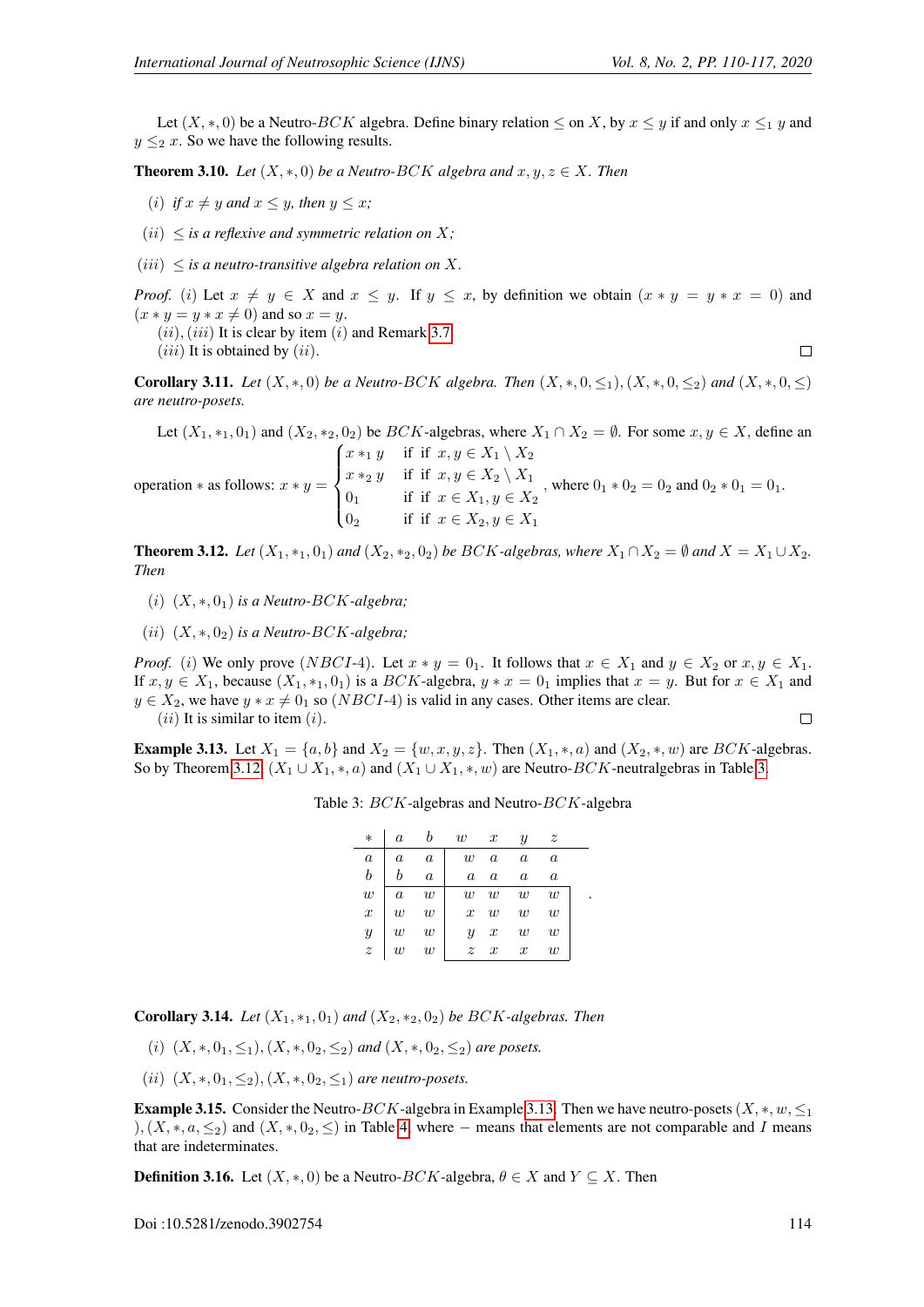Let $(X, *, 0)$ be a Neutro-$BCK$ algebra. Define binary relation $\leq$ on $X$, by $x \leq y$ if and only $x \leq_1 y$ and $y \leq_2 x$. So we have the following results.

**Theorem 3.10.** *Let $(X, *, 0)$ be a Neutro-$BCK$ algebra and $x, y, z \in X$. Then*

$(i)$ *if $x \neq y$ and $x \leq y$, then $y \leq x$;*

$(ii)$ *$\leq$ is a reflexive and symmetric relation on $X$;*

$(iii)$ *$\leq$ is a neutro-transitive algebra relation on $X$.*

*Proof.* $(i)$ Let $x \neq y \in X$ and $x \leq y$. If $y \leq x$, by definition we obtain $(x * y = y * x = 0)$ and $(x * y = y * x \neq 0)$ and so $x = y$.

$(ii), (iii)$ It is clear by item $(i)$ and Remark 3.7.

$(iii)$ It is obtained by $(ii)$. ☐

**Corollary 3.11.** *Let $(X, *, 0)$ be a Neutro-$BCK$ algebra. Then $(X, *, 0, \leq_1), (X, *, 0, \leq_2)$ and $(X, *, 0, \leq)$ are neutro-posets.*

Let $(X_1, *_1, 0_1)$ and $(X_2, *_2, 0_2)$ be $BCK$-algebras, where $X_1 \cap X_2 = \emptyset$. For some $x, y \in X$, define an operation $*$ as follows: $x * y = \begin{cases} x *_1 y & \text{if if } x, y \in X_1 \setminus X_2 \\ x *_2 y & \text{if if } x, y \in X_2 \setminus X_1 \\ 0_1 & \text{if if } x \in X_1, y \in X_2 \\ 0_2 & \text{if if } x \in X_2, y \in X_1 \end{cases}$, where $0_1 * 0_2 = 0_2$ and $0_2 * 0_1 = 0_1$.

**Theorem 3.12.** *Let $(X_1, *_1, 0_1)$ and $(X_2, *_2, 0_2)$ be $BCK$-algebras, where $X_1 \cap X_2 = \emptyset$ and $X = X_1 \cup X_2$. Then*

$(i)$ *$(X, *, 0_1)$ is a Neutro-$BCK$-algebra;*

$(ii)$ *$(X, *, 0_2)$ is a Neutro-$BCK$-algebra;*

*Proof.* $(i)$ We only prove $(NBCI\text{-}4)$. Let $x * y = 0_1$. It follows that $x \in X_1$ and $y \in X_2$ or $x, y \in X_1$. If $x, y \in X_1$, because $(X_1, *_1, 0_1)$ is a $BCK$-algebra, $y * x = 0_1$ implies that $x = y$. But for $x \in X_1$ and $y \in X_2$, we have $y * x \neq 0_1$ so $(NBCI\text{-}4)$ is valid in any cases. Other items are clear.

$(ii)$ It is similar to item $(i)$. ☐

**Example 3.13.** Let $X_1 = \{a, b\}$ and $X_2 = \{w, x, y, z\}$. Then $(X_1, *, a)$ and $(X_2, *, w)$ are $BCK$-algebras. So by Theorem 3.12, $(X_1 \cup X_1, *, a)$ and $(X_1 \cup X_1, *, w)$ are Neutro-$BCK$-neutralgebras in Table 3.

Table 3: $BCK$-algebras and Neutro-$BCK$-algebra

| $*$ | $a$ | $b$ | $w$ | $x$ | $y$ | $z$ |
|---|---|---|---|---|---|---|
| $a$ | $a$ | $a$ | $w$ | $a$ | $a$ | $a$ |
| $b$ | $b$ | $a$ | $a$ | $a$ | $a$ | $a$ |
| $w$ | $a$ | $w$ | $w$ | $w$ | $w$ | $w$ |
| $x$ | $w$ | $w$ | $x$ | $w$ | $w$ | $w$ |
| $y$ | $w$ | $w$ | $y$ | $x$ | $w$ | $w$ |
| $z$ | $w$ | $w$ | $z$ | $x$ | $x$ | $w$ |

**Corollary 3.14.** *Let $(X_1, *_1, 0_1)$ and $(X_2, *_2, 0_2)$ be $BCK$-algebras. Then*

$(i)$ *$(X, *, 0_1, \leq_1), (X, *, 0_2, \leq_2)$ and $(X, *, 0_2, \leq_2)$ are posets.*

$(ii)$ *$(X, *, 0_1, \leq_2), (X, *, 0_2, \leq_1)$ are neutro-posets.*

**Example 3.15.** Consider the Neutro-$BCK$-algebra in Example 3.13. Then we have neutro-posets $(X, *, w, \leq_1), (X, *, a, \leq_2)$ and $(X, *, 0_2, \leq)$ in Table 4, where $-$ means that elements are not comparable and $I$ means that are indeterminates.

**Definition 3.16.** Let $(X, *, 0)$ be a Neutro-$BCK$-algebra, $\theta \in X$ and $Y \subseteq X$. Then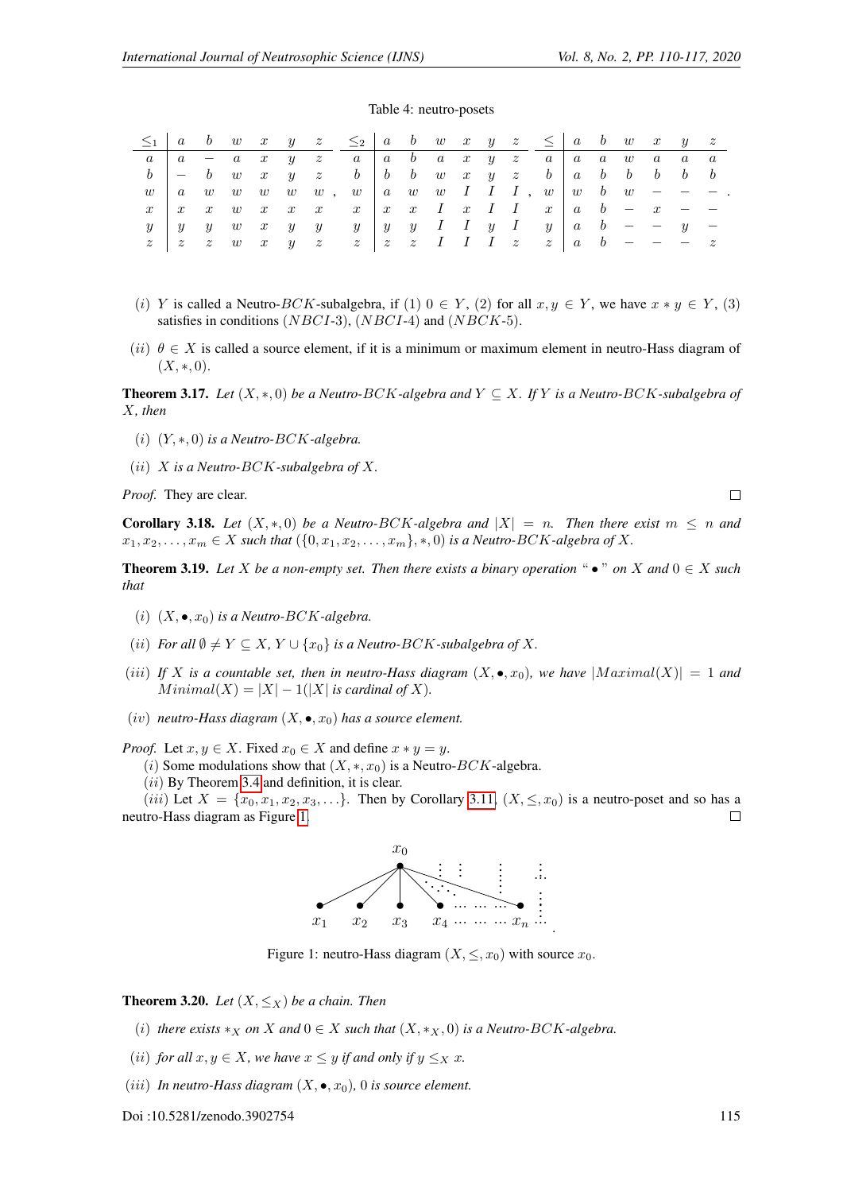Table 4: neutro-posets

| $\leq_1$ | $a$ | $b$ | $w$ | $x$ | $y$ | $z$ |
|---|---|---|---|---|---|---|
| $a$ | $a$ | $-$ | $a$ | $x$ | $y$ | $z$ |
| $b$ | $-$ | $b$ | $w$ | $x$ | $y$ | $z$ |
| $w$ | $a$ | $w$ | $w$ | $w$ | $w$ | $w$ |
| $x$ | $x$ | $x$ | $w$ | $x$ | $x$ | $x$ |
| $y$ | $y$ | $y$ | $w$ | $x$ | $y$ | $y$ |
| $z$ | $z$ | $z$ | $w$ | $x$ | $y$ | $z$ |

,

| $\leq_2$ | $a$ | $b$ | $w$ | $x$ | $y$ | $z$ |
|---|---|---|---|---|---|---|
| $a$ | $a$ | $b$ | $a$ | $x$ | $y$ | $z$ |
| $b$ | $b$ | $b$ | $w$ | $x$ | $y$ | $z$ |
| $w$ | $a$ | $w$ | $w$ | $I$ | $I$ | $I$ |
| $x$ | $x$ | $x$ | $I$ | $x$ | $I$ | $I$ |
| $y$ | $y$ | $y$ | $I$ | $I$ | $y$ | $I$ |
| $z$ | $z$ | $z$ | $I$ | $I$ | $I$ | $z$ |

,

| $\leq$ | $a$ | $b$ | $w$ | $x$ | $y$ | $z$ |
|---|---|---|---|---|---|---|
| $a$ | $a$ | $a$ | $w$ | $a$ | $a$ | $a$ |
| $b$ | $a$ | $b$ | $b$ | $b$ | $b$ | $b$ |
| $w$ | $w$ | $b$ | $w$ | $-$ | $-$ | $-$ |
| $x$ | $a$ | $b$ | $-$ | $x$ | $-$ | $-$ |
| $y$ | $a$ | $b$ | $-$ | $-$ | $y$ | $-$ |
| $z$ | $a$ | $b$ | $-$ | $-$ | $-$ | $z$ |

.

(*i*) $Y$ is called a Neutro-$BCK$-subalgebra, if (1) $0 \in Y$, (2) for all $x, y \in Y$, we have $x * y \in Y$, (3) satisfies in conditions $(NBCI$-$3)$, $(NBCI$-$4)$ and $(NBCK$-$5)$.

(*ii*) $\theta \in X$ is called a source element, if it is a minimum or maximum element in neutro-Hass diagram of $(X, *, 0)$.

**Theorem 3.17.** *Let $(X, *, 0)$ be a Neutro-$BCK$-algebra and $Y \subseteq X$. If $Y$ is a Neutro-$BCK$-subalgebra of $X$, then*

(*i*) *$(Y, *, 0)$ is a Neutro-$BCK$-algebra.*

(*ii*) *$X$ is a Neutro-$BCK$-subalgebra of $X$.*

*Proof.* They are clear. □

**Corollary 3.18.** *Let $(X, *, 0)$ be a Neutro-$BCK$-algebra and $|X| = n$. Then there exist $m \leq n$ and $x_1, x_2, \ldots, x_m \in X$ such that $(\{0, x_1, x_2, \ldots, x_m\}, *, 0)$ is a Neutro-$BCK$-algebra of $X$.*

**Theorem 3.19.** *Let $X$ be a non-empty set. Then there exists a binary operation "$\bullet$" on $X$ and $0 \in X$ such that*

(*i*) *$(X, \bullet, x_0)$ is a Neutro-$BCK$-algebra.*

(*ii*) *For all $\emptyset \neq Y \subseteq X$, $Y \cup \{x_0\}$ is a Neutro-$BCK$-subalgebra of $X$.*

(*iii*) *If $X$ is a countable set, then in neutro-Hass diagram $(X, \bullet, x_0)$, we have $|Maximal(X)| = 1$ and $Minimal(X) = |X| - 1$($|X|$ is cardinal of $X$).*

(*iv*) *neutro-Hass diagram $(X, \bullet, x_0)$ has a source element.*

*Proof.* Let $x, y \in X$. Fixed $x_0 \in X$ and define $x * y = y$.

(*i*) Some modulations show that $(X, *, x_0)$ is a Neutro-$BCK$-algebra.

(*ii*) By Theorem 3.4 and definition, it is clear.

(*iii*) Let $X = \{x_0, x_1, x_2, x_3, \ldots\}$. Then by Corollary 3.11, $(X, \leq, x_0)$ is a neutro-poset and so has a neutro-Hass diagram as Figure 1. □

$x_0$

$x_1$ $x_2$ $x_3$ $x_4$ ... ... ... $x_n$

Figure 1: neutro-Hass diagram $(X, \leq, x_0)$ with source $x_0$.

**Theorem 3.20.** *Let $(X, \leq_X)$ be a chain. Then*

(*i*) *there exists $*_X$ on $X$ and $0 \in X$ such that $(X, *_X, 0)$ is a Neutro-$BCK$-algebra.*

(*ii*) *for all $x, y \in X$, we have $x \leq y$ if and only if $y \leq_X x$.*

(*iii*) *In neutro-Hass diagram $(X, \bullet, x_0)$, $0$ is source element.*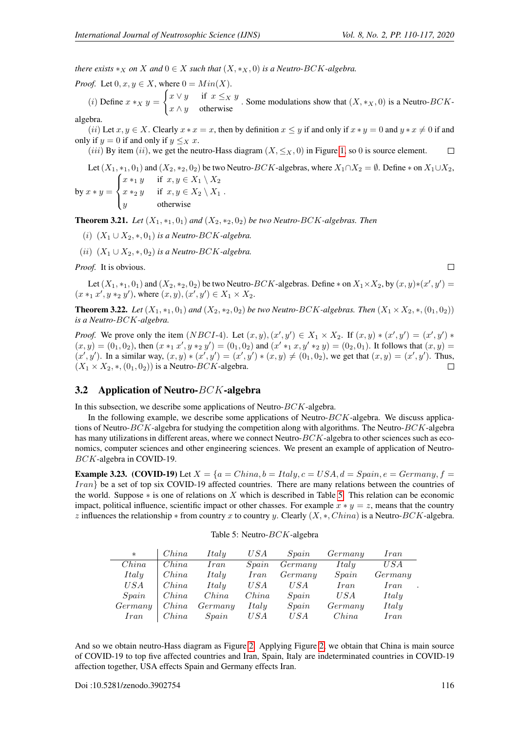*there exists $*_X$ on $X$ and $0 \in X$ such that $(X, *_X, 0)$ is a Neutro-$BCK$-algebra.*

*Proof.* Let $0, x, y \in X$, where $0 = Min(X)$.

$(i)$ Define $x *_X y = \begin{cases} x \vee y & \text{if } x \leq_X y \\ x \wedge y & \text{otherwise} \end{cases}$. Some modulations show that $(X, *_X, 0)$ is a Neutro-$BCK$-algebra.

$(ii)$ Let $x, y \in X$. Clearly $x * x = x$, then by definition $x \leq y$ if and only if $x * y = 0$ and $y * x \neq 0$ if and only if $y = 0$ if and only if $y \leq_X x$.

$(iii)$ By item $(ii)$, we get the neutro-Hass diagram $(X, \leq_X, 0)$ in Figure 1, so 0 is source element. □

Let $(X_1, *_1, 0_1)$ and $(X_2, *_2, 0_2)$ be two Neutro-$BCK$-algebras, where $X_1 \cap X_2 = \emptyset$. Define $*$ on $X_1 \cup X_2$, by $x * y = \begin{cases} x *_1 y & \text{if } x, y \in X_1 \setminus X_2 \\ x *_2 y & \text{if } x, y \in X_2 \setminus X_1 \\ y & \text{otherwise} \end{cases}$.

**Theorem 3.21.** *Let $(X_1, *_1, 0_1)$ and $(X_2, *_2, 0_2)$ be two Neutro-$BCK$-algebras. Then*

$(i)$ *$(X_1 \cup X_2, *, 0_1)$ is a Neutro-$BCK$-algebra.*

$(ii)$ *$(X_1 \cup X_2, *, 0_2)$ is a Neutro-$BCK$-algebra.*

*Proof.* It is obvious. □

Let $(X_1, *_1, 0_1)$ and $(X_2, *_2, 0_2)$ be two Neutro-$BCK$-algebras. Define $*$ on $X_1 \times X_2$, by $(x, y) * (x', y') = (x *_1 x', y *_2 y')$, where $(x, y), (x', y') \in X_1 \times X_2$.

**Theorem 3.22.** *Let $(X_1, *_1, 0_1)$ and $(X_2, *_2, 0_2)$ be two Neutro-$BCK$-algebras. Then $(X_1 \times X_2, *, (0_1, 0_2))$ is a Neutro-$BCK$-algebra.*

*Proof.* We prove only the item $(NBCI$-$4)$. Let $(x, y), (x', y') \in X_1 \times X_2$. If $(x, y) * (x', y') = (x', y') * (x, y) = (0_1, 0_2)$, then $(x *_1 x', y *_2 y') = (0_1, 0_2)$ and $(x' *_1 x, y' *_2 y) = (0_2, 0_1)$. It follows that $(x, y) = (x', y')$. In a similar way, $(x, y) * (x', y') = (x', y') * (x, y) \neq (0_1, 0_2)$, we get that $(x, y) = (x', y')$. Thus, $(X_1 \times X_2, *, (0_1, 0_2))$ is a Neutro-$BCK$-algebra. □

## 3.2 Application of Neutro-$BCK$-algebra

In this subsection, we describe some applications of Neutro-$BCK$-algebra.

In the following example, we describe some applications of Neutro-$BCK$-algebra. We discuss applications of Neutro-$BCK$-algebra for studying the competition along with algorithms. The Neutro-$BCK$-algebra has many utilizations in different areas, where we connect Neutro-$BCK$-algebra to other sciences such as economics, computer sciences and other engineering sciences. We present an example of application of Neutro-$BCK$-algebra in COVID-19.

**Example 3.23. (COVID-19)** Let $X = \{a = China, b = Italy, c = USA, d = Spain, e = Germany, f = Iran\}$ be a set of top six COVID-19 affected countries. There are many relations between the countries of the world. Suppose $*$ is one of relations on $X$ which is described in Table 5. This relation can be economic impact, political influence, scientific impact or other chasses. For example $x * y = z$, means that the country $z$ influences the relationship $*$ from country $x$ to country $y$. Clearly $(X, *, China)$ is a Neutro-$BCK$-algebra.

Table 5: Neutro-$BCK$-algebra

| $*$ | $China$ | $Italy$ | $USA$ | $Spain$ | $Germany$ | $Iran$ |
|---|---|---|---|---|---|---|
| $China$ | $China$ | $Iran$ | $Spain$ | $Germany$ | $Italy$ | $USA$ |
| $Italy$ | $China$ | $Italy$ | $Iran$ | $Germany$ | $Spain$ | $Germany$ |
| $USA$ | $China$ | $Italy$ | $USA$ | $USA$ | $Iran$ | $Iran$ |
| $Spain$ | $China$ | $China$ | $China$ | $Spain$ | $USA$ | $Italy$ |
| $Germany$ | $China$ | $Germany$ | $Italy$ | $Spain$ | $Germany$ | $Italy$ |
| $Iran$ | $China$ | $Spain$ | $USA$ | $USA$ | $China$ | $Iran$ |

And so we obtain neutro-Hass diagram as Figure 2. Applying Figure 2, we obtain that China is main source of COVID-19 to top five affected countries and Iran, Spain, Italy are indeterminated countries in COVID-19 affection together, USA effects Spain and Germany effects Iran.

Doi :10.5281/zenodo.3902754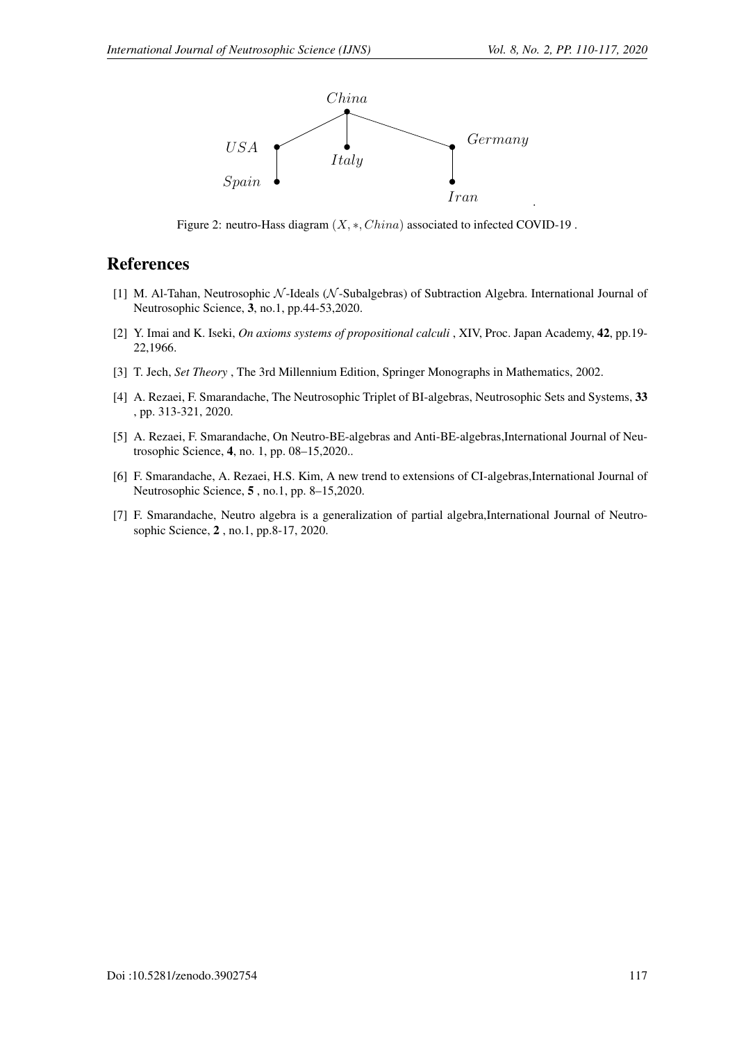China

USA

Italy

Germany

Spain

Iran

Figure 2: neutro-Hass diagram $(X, *, China)$ associated to infected COVID-19 .

# References

[1] M. Al-Tahan, Neutrosophic $\mathcal{N}$-Ideals ($\mathcal{N}$-Subalgebras) of Subtraction Algebra. International Journal of Neutrosophic Science, **3**, no.1, pp.44-53,2020.

[2] Y. Imai and K. Iseki, *On axioms systems of propositional calculi* , XIV, Proc. Japan Academy, **42**, pp.19-22,1966.

[3] T. Jech, *Set Theory* , The 3rd Millennium Edition, Springer Monographs in Mathematics, 2002.

[4] A. Rezaei, F. Smarandache, The Neutrosophic Triplet of BI-algebras, Neutrosophic Sets and Systems, **33** , pp. 313-321, 2020.

[5] A. Rezaei, F. Smarandache, On Neutro-BE-algebras and Anti-BE-algebras,International Journal of Neutrosophic Science, **4**, no. 1, pp. 08–15,2020..

[6] F. Smarandache, A. Rezaei, H.S. Kim, A new trend to extensions of CI-algebras,International Journal of Neutrosophic Science, **5** , no.1, pp. 8–15,2020.

[7] F. Smarandache, Neutro algebra is a generalization of partial algebra,International Journal of Neutrosophic Science, **2** , no.1, pp.8-17, 2020.